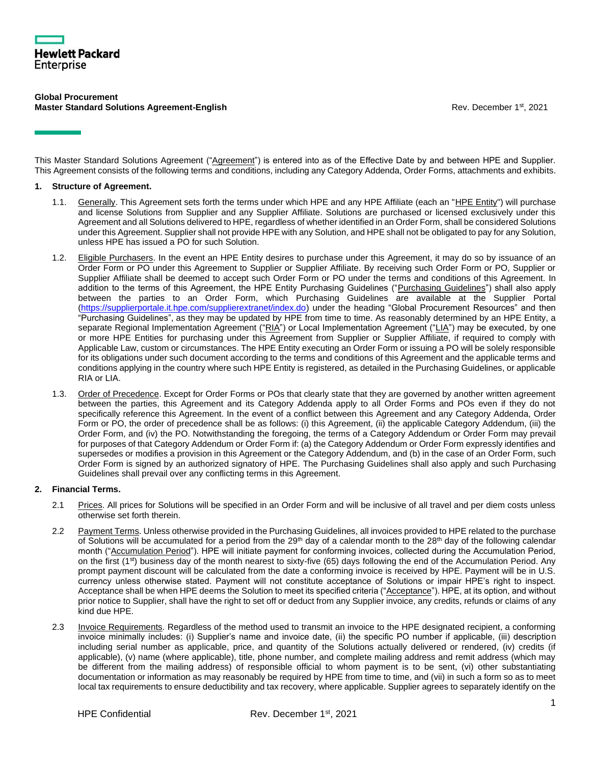**Hewlett Packard Enterprise**

**Global Procurement**
**Master Standard Solutions Agreement-English**

Rev. December 1st, 2021

This Master Standard Solutions Agreement ("Agreement") is entered into as of the Effective Date by and between HPE and Supplier. This Agreement consists of the following terms and conditions, including any Category Addenda, Order Forms, attachments and exhibits.

**1. Structure of Agreement.**

1.1. Generally. This Agreement sets forth the terms under which HPE and any HPE Affiliate (each an "HPE Entity") will purchase and license Solutions from Supplier and any Supplier Affiliate. Solutions are purchased or licensed exclusively under this Agreement and all Solutions delivered to HPE, regardless of whether identified in an Order Form, shall be considered Solutions under this Agreement. Supplier shall not provide HPE with any Solution, and HPE shall not be obligated to pay for any Solution, unless HPE has issued a PO for such Solution.

1.2. Eligible Purchasers. In the event an HPE Entity desires to purchase under this Agreement, it may do so by issuance of an Order Form or PO under this Agreement to Supplier or Supplier Affiliate. By receiving such Order Form or PO, Supplier or Supplier Affiliate shall be deemed to accept such Order Form or PO under the terms and conditions of this Agreement. In addition to the terms of this Agreement, the HPE Entity Purchasing Guidelines ("Purchasing Guidelines") shall also apply between the parties to an Order Form, which Purchasing Guidelines are available at the Supplier Portal (https://supplierportale.it.hpe.com/supplierextranet/index.do) under the heading "Global Procurement Resources" and then "Purchasing Guidelines", as they may be updated by HPE from time to time. As reasonably determined by an HPE Entity, a separate Regional Implementation Agreement ("RIA") or Local Implementation Agreement ("LIA") may be executed, by one or more HPE Entities for purchasing under this Agreement from Supplier or Supplier Affiliate, if required to comply with Applicable Law, custom or circumstances. The HPE Entity executing an Order Form or issuing a PO will be solely responsible for its obligations under such document according to the terms and conditions of this Agreement and the applicable terms and conditions applying in the country where such HPE Entity is registered, as detailed in the Purchasing Guidelines, or applicable RIA or LIA.

1.3. Order of Precedence. Except for Order Forms or POs that clearly state that they are governed by another written agreement between the parties, this Agreement and its Category Addenda apply to all Order Forms and POs even if they do not specifically reference this Agreement. In the event of a conflict between this Agreement and any Category Addenda, Order Form or PO, the order of precedence shall be as follows: (i) this Agreement, (ii) the applicable Category Addendum, (iii) the Order Form, and (iv) the PO. Notwithstanding the foregoing, the terms of a Category Addendum or Order Form may prevail for purposes of that Category Addendum or Order Form if: (a) the Category Addendum or Order Form expressly identifies and supersedes or modifies a provision in this Agreement or the Category Addendum, and (b) in the case of an Order Form, such Order Form is signed by an authorized signatory of HPE. The Purchasing Guidelines shall also apply and such Purchasing Guidelines shall prevail over any conflicting terms in this Agreement.

**2. Financial Terms.**

2.1 Prices. All prices for Solutions will be specified in an Order Form and will be inclusive of all travel and per diem costs unless otherwise set forth therein.

2.2 Payment Terms. Unless otherwise provided in the Purchasing Guidelines, all invoices provided to HPE related to the purchase of Solutions will be accumulated for a period from the 29th day of a calendar month to the 28th day of the following calendar month ("Accumulation Period"). HPE will initiate payment for conforming invoices, collected during the Accumulation Period, on the first (1st) business day of the month nearest to sixty-five (65) days following the end of the Accumulation Period. Any prompt payment discount will be calculated from the date a conforming invoice is received by HPE. Payment will be in U.S. currency unless otherwise stated. Payment will not constitute acceptance of Solutions or impair HPE's right to inspect. Acceptance shall be when HPE deems the Solution to meet its specified criteria ("Acceptance"). HPE, at its option, and without prior notice to Supplier, shall have the right to set off or deduct from any Supplier invoice, any credits, refunds or claims of any kind due HPE.

2.3 Invoice Requirements. Regardless of the method used to transmit an invoice to the HPE designated recipient, a conforming invoice minimally includes: (i) Supplier's name and invoice date, (ii) the specific PO number if applicable, (iii) description including serial number as applicable, price, and quantity of the Solutions actually delivered or rendered, (iv) credits (if applicable), (v) name (where applicable), title, phone number, and complete mailing address and remit address (which may be different from the mailing address) of responsible official to whom payment is to be sent, (vi) other substantiating documentation or information as may reasonably be required by HPE from time to time, and (vii) in such a form so as to meet local tax requirements to ensure deductibility and tax recovery, where applicable. Supplier agrees to separately identify on the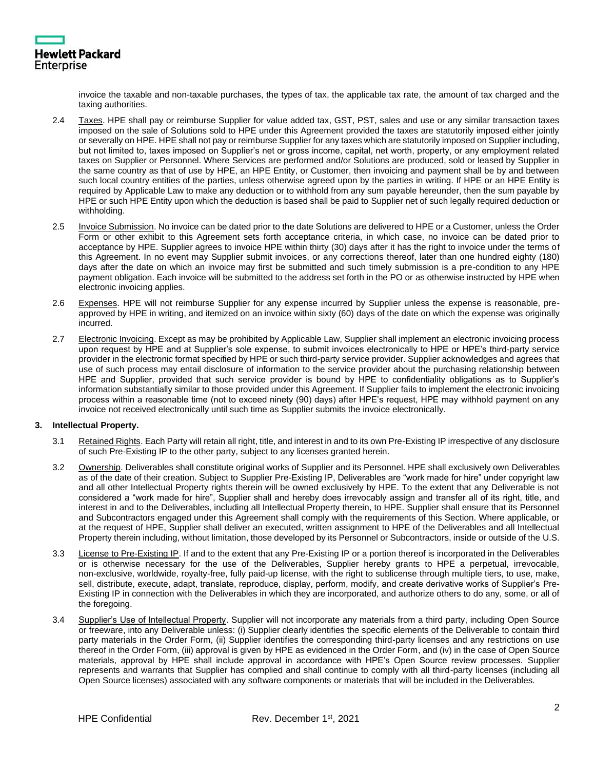invoice the taxable and non-taxable purchases, the types of tax, the applicable tax rate, the amount of tax charged and the taxing authorities.

2.4 Taxes. HPE shall pay or reimburse Supplier for value added tax, GST, PST, sales and use or any similar transaction taxes imposed on the sale of Solutions sold to HPE under this Agreement provided the taxes are statutorily imposed either jointly or severally on HPE. HPE shall not pay or reimburse Supplier for any taxes which are statutorily imposed on Supplier including, but not limited to, taxes imposed on Supplier's net or gross income, capital, net worth, property, or any employment related taxes on Supplier or Personnel. Where Services are performed and/or Solutions are produced, sold or leased by Supplier in the same country as that of use by HPE, an HPE Entity, or Customer, then invoicing and payment shall be by and between such local country entities of the parties, unless otherwise agreed upon by the parties in writing. If HPE or an HPE Entity is required by Applicable Law to make any deduction or to withhold from any sum payable hereunder, then the sum payable by HPE or such HPE Entity upon which the deduction is based shall be paid to Supplier net of such legally required deduction or withholding.

2.5 Invoice Submission. No invoice can be dated prior to the date Solutions are delivered to HPE or a Customer, unless the Order Form or other exhibit to this Agreement sets forth acceptance criteria, in which case, no invoice can be dated prior to acceptance by HPE. Supplier agrees to invoice HPE within thirty (30) days after it has the right to invoice under the terms of this Agreement. In no event may Supplier submit invoices, or any corrections thereof, later than one hundred eighty (180) days after the date on which an invoice may first be submitted and such timely submission is a pre-condition to any HPE payment obligation. Each invoice will be submitted to the address set forth in the PO or as otherwise instructed by HPE when electronic invoicing applies.

2.6 Expenses. HPE will not reimburse Supplier for any expense incurred by Supplier unless the expense is reasonable, pre-approved by HPE in writing, and itemized on an invoice within sixty (60) days of the date on which the expense was originally incurred.

2.7 Electronic Invoicing. Except as may be prohibited by Applicable Law, Supplier shall implement an electronic invoicing process upon request by HPE and at Supplier's sole expense, to submit invoices electronically to HPE or HPE's third-party service provider in the electronic format specified by HPE or such third-party service provider. Supplier acknowledges and agrees that use of such process may entail disclosure of information to the service provider about the purchasing relationship between HPE and Supplier, provided that such service provider is bound by HPE to confidentiality obligations as to Supplier's information substantially similar to those provided under this Agreement. If Supplier fails to implement the electronic invoicing process within a reasonable time (not to exceed ninety (90) days) after HPE's request, HPE may withhold payment on any invoice not received electronically until such time as Supplier submits the invoice electronically.

## 3. Intellectual Property.

3.1 Retained Rights. Each Party will retain all right, title, and interest in and to its own Pre-Existing IP irrespective of any disclosure of such Pre-Existing IP to the other party, subject to any licenses granted herein.

3.2 Ownership. Deliverables shall constitute original works of Supplier and its Personnel. HPE shall exclusively own Deliverables as of the date of their creation. Subject to Supplier Pre-Existing IP, Deliverables are "work made for hire" under copyright law and all other Intellectual Property rights therein will be owned exclusively by HPE. To the extent that any Deliverable is not considered a "work made for hire", Supplier shall and hereby does irrevocably assign and transfer all of its right, title, and interest in and to the Deliverables, including all Intellectual Property therein, to HPE. Supplier shall ensure that its Personnel and Subcontractors engaged under this Agreement shall comply with the requirements of this Section. Where applicable, or at the request of HPE, Supplier shall deliver an executed, written assignment to HPE of the Deliverables and all Intellectual Property therein including, without limitation, those developed by its Personnel or Subcontractors, inside or outside of the U.S.

3.3 License to Pre-Existing IP. If and to the extent that any Pre-Existing IP or a portion thereof is incorporated in the Deliverables or is otherwise necessary for the use of the Deliverables, Supplier hereby grants to HPE a perpetual, irrevocable, non-exclusive, worldwide, royalty-free, fully paid-up license, with the right to sublicense through multiple tiers, to use, make, sell, distribute, execute, adapt, translate, reproduce, display, perform, modify, and create derivative works of Supplier's Pre-Existing IP in connection with the Deliverables in which they are incorporated, and authorize others to do any, some, or all of the foregoing.

3.4 Supplier's Use of Intellectual Property. Supplier will not incorporate any materials from a third party, including Open Source or freeware, into any Deliverable unless: (i) Supplier clearly identifies the specific elements of the Deliverable to contain third party materials in the Order Form, (ii) Supplier identifies the corresponding third-party licenses and any restrictions on use thereof in the Order Form, (iii) approval is given by HPE as evidenced in the Order Form, and (iv) in the case of Open Source materials, approval by HPE shall include approval in accordance with HPE's Open Source review processes. Supplier represents and warrants that Supplier has complied and shall continue to comply with all third-party licenses (including all Open Source licenses) associated with any software components or materials that will be included in the Deliverables.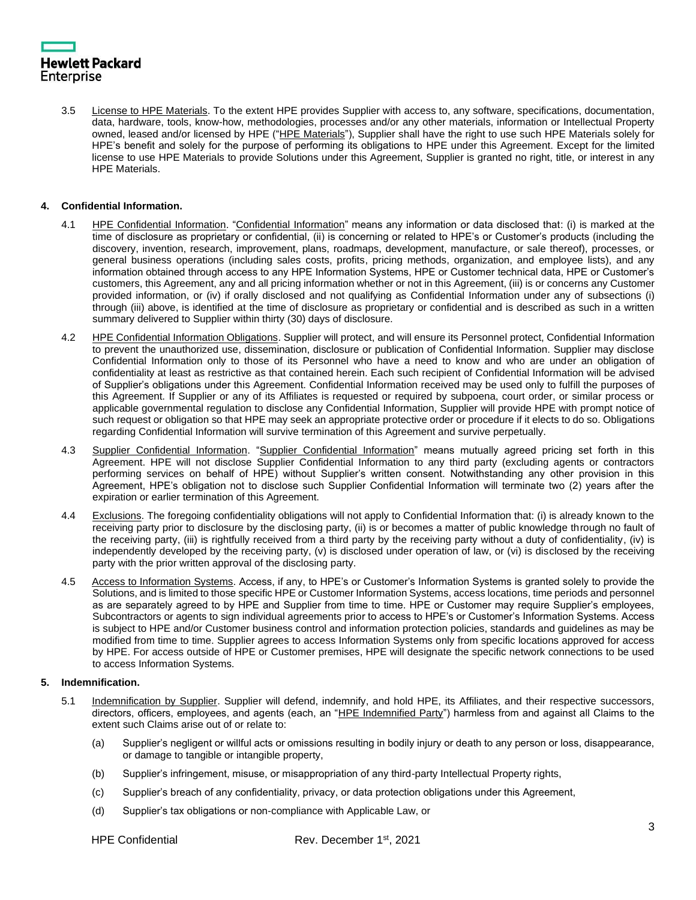3.5 License to HPE Materials. To the extent HPE provides Supplier with access to, any software, specifications, documentation, data, hardware, tools, know-how, methodologies, processes and/or any other materials, information or Intellectual Property owned, leased and/or licensed by HPE ("HPE Materials"), Supplier shall have the right to use such HPE Materials solely for HPE's benefit and solely for the purpose of performing its obligations to HPE under this Agreement. Except for the limited license to use HPE Materials to provide Solutions under this Agreement, Supplier is granted no right, title, or interest in any HPE Materials.

## 4. Confidential Information.

4.1 HPE Confidential Information. "Confidential Information" means any information or data disclosed that: (i) is marked at the time of disclosure as proprietary or confidential, (ii) is concerning or related to HPE's or Customer's products (including the discovery, invention, research, improvement, plans, roadmaps, development, manufacture, or sale thereof), processes, or general business operations (including sales costs, profits, pricing methods, organization, and employee lists), and any information obtained through access to any HPE Information Systems, HPE or Customer technical data, HPE or Customer's customers, this Agreement, any and all pricing information whether or not in this Agreement, (iii) is or concerns any Customer provided information, or (iv) if orally disclosed and not qualifying as Confidential Information under any of subsections (i) through (iii) above, is identified at the time of disclosure as proprietary or confidential and is described as such in a written summary delivered to Supplier within thirty (30) days of disclosure.

4.2 HPE Confidential Information Obligations. Supplier will protect, and will ensure its Personnel protect, Confidential Information to prevent the unauthorized use, dissemination, disclosure or publication of Confidential Information. Supplier may disclose Confidential Information only to those of its Personnel who have a need to know and who are under an obligation of confidentiality at least as restrictive as that contained herein. Each such recipient of Confidential Information will be advised of Supplier's obligations under this Agreement. Confidential Information received may be used only to fulfill the purposes of this Agreement. If Supplier or any of its Affiliates is requested or required by subpoena, court order, or similar process or applicable governmental regulation to disclose any Confidential Information, Supplier will provide HPE with prompt notice of such request or obligation so that HPE may seek an appropriate protective order or procedure if it elects to do so. Obligations regarding Confidential Information will survive termination of this Agreement and survive perpetually.

4.3 Supplier Confidential Information. "Supplier Confidential Information" means mutually agreed pricing set forth in this Agreement. HPE will not disclose Supplier Confidential Information to any third party (excluding agents or contractors performing services on behalf of HPE) without Supplier's written consent. Notwithstanding any other provision in this Agreement, HPE's obligation not to disclose such Supplier Confidential Information will terminate two (2) years after the expiration or earlier termination of this Agreement.

4.4 Exclusions. The foregoing confidentiality obligations will not apply to Confidential Information that: (i) is already known to the receiving party prior to disclosure by the disclosing party, (ii) is or becomes a matter of public knowledge through no fault of the receiving party, (iii) is rightfully received from a third party by the receiving party without a duty of confidentiality, (iv) is independently developed by the receiving party, (v) is disclosed under operation of law, or (vi) is disclosed by the receiving party with the prior written approval of the disclosing party.

4.5 Access to Information Systems. Access, if any, to HPE's or Customer's Information Systems is granted solely to provide the Solutions, and is limited to those specific HPE or Customer Information Systems, access locations, time periods and personnel as are separately agreed to by HPE and Supplier from time to time. HPE or Customer may require Supplier's employees, Subcontractors or agents to sign individual agreements prior to access to HPE's or Customer's Information Systems. Access is subject to HPE and/or Customer business control and information protection policies, standards and guidelines as may be modified from time to time. Supplier agrees to access Information Systems only from specific locations approved for access by HPE. For access outside of HPE or Customer premises, HPE will designate the specific network connections to be used to access Information Systems.

## 5. Indemnification.

5.1 Indemnification by Supplier. Supplier will defend, indemnify, and hold HPE, its Affiliates, and their respective successors, directors, officers, employees, and agents (each, an "HPE Indemnified Party") harmless from and against all Claims to the extent such Claims arise out of or relate to:

(a) Supplier's negligent or willful acts or omissions resulting in bodily injury or death to any person or loss, disappearance, or damage to tangible or intangible property,

(b) Supplier's infringement, misuse, or misappropriation of any third-party Intellectual Property rights,

(c) Supplier's breach of any confidentiality, privacy, or data protection obligations under this Agreement,

(d) Supplier's tax obligations or non-compliance with Applicable Law, or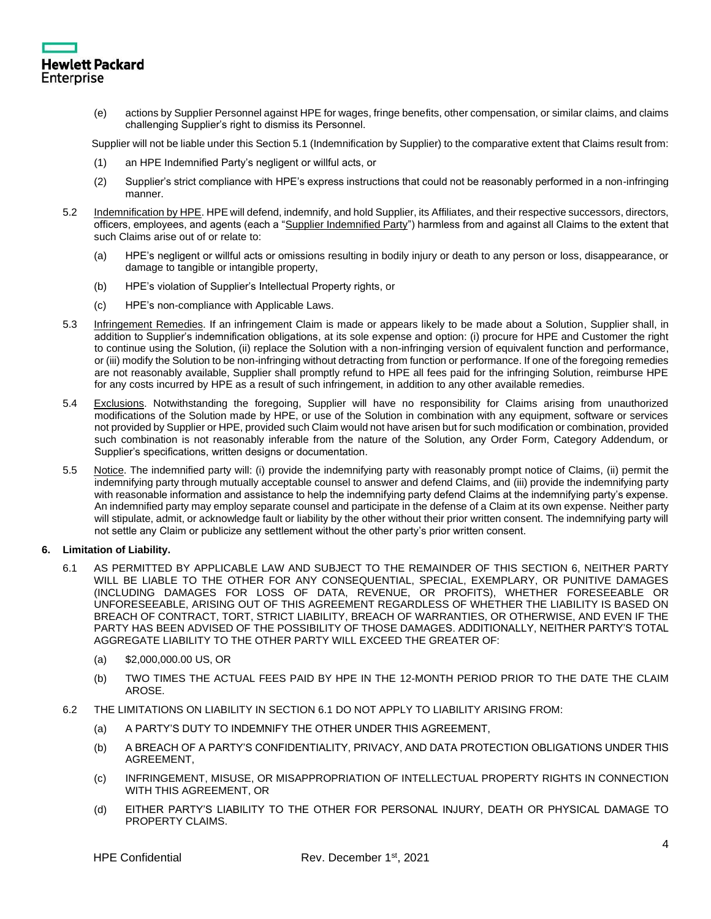(e) actions by Supplier Personnel against HPE for wages, fringe benefits, other compensation, or similar claims, and claims challenging Supplier's right to dismiss its Personnel.

Supplier will not be liable under this Section 5.1 (Indemnification by Supplier) to the comparative extent that Claims result from:

(1) an HPE Indemnified Party's negligent or willful acts, or

(2) Supplier's strict compliance with HPE's express instructions that could not be reasonably performed in a non-infringing manner.

5.2 Indemnification by HPE. HPE will defend, indemnify, and hold Supplier, its Affiliates, and their respective successors, directors, officers, employees, and agents (each a "Supplier Indemnified Party") harmless from and against all Claims to the extent that such Claims arise out of or relate to:

(a) HPE's negligent or willful acts or omissions resulting in bodily injury or death to any person or loss, disappearance, or damage to tangible or intangible property,

(b) HPE's violation of Supplier's Intellectual Property rights, or

(c) HPE's non-compliance with Applicable Laws.

5.3 Infringement Remedies. If an infringement Claim is made or appears likely to be made about a Solution, Supplier shall, in addition to Supplier's indemnification obligations, at its sole expense and option: (i) procure for HPE and Customer the right to continue using the Solution, (ii) replace the Solution with a non-infringing version of equivalent function and performance, or (iii) modify the Solution to be non-infringing without detracting from function or performance. If one of the foregoing remedies are not reasonably available, Supplier shall promptly refund to HPE all fees paid for the infringing Solution, reimburse HPE for any costs incurred by HPE as a result of such infringement, in addition to any other available remedies.

5.4 Exclusions. Notwithstanding the foregoing, Supplier will have no responsibility for Claims arising from unauthorized modifications of the Solution made by HPE, or use of the Solution in combination with any equipment, software or services not provided by Supplier or HPE, provided such Claim would not have arisen but for such modification or combination, provided such combination is not reasonably inferable from the nature of the Solution, any Order Form, Category Addendum, or Supplier's specifications, written designs or documentation.

5.5 Notice. The indemnified party will: (i) provide the indemnifying party with reasonably prompt notice of Claims, (ii) permit the indemnifying party through mutually acceptable counsel to answer and defend Claims, and (iii) provide the indemnifying party with reasonable information and assistance to help the indemnifying party defend Claims at the indemnifying party's expense. An indemnified party may employ separate counsel and participate in the defense of a Claim at its own expense. Neither party will stipulate, admit, or acknowledge fault or liability by the other without their prior written consent. The indemnifying party will not settle any Claim or publicize any settlement without the other party's prior written consent.

**6. Limitation of Liability.**

6.1 AS PERMITTED BY APPLICABLE LAW AND SUBJECT TO THE REMAINDER OF THIS SECTION 6, NEITHER PARTY WILL BE LIABLE TO THE OTHER FOR ANY CONSEQUENTIAL, SPECIAL, EXEMPLARY, OR PUNITIVE DAMAGES (INCLUDING DAMAGES FOR LOSS OF DATA, REVENUE, OR PROFITS), WHETHER FORESEEABLE OR UNFORESEEABLE, ARISING OUT OF THIS AGREEMENT REGARDLESS OF WHETHER THE LIABILITY IS BASED ON BREACH OF CONTRACT, TORT, STRICT LIABILITY, BREACH OF WARRANTIES, OR OTHERWISE, AND EVEN IF THE PARTY HAS BEEN ADVISED OF THE POSSIBILITY OF THOSE DAMAGES. ADDITIONALLY, NEITHER PARTY'S TOTAL AGGREGATE LIABILITY TO THE OTHER PARTY WILL EXCEED THE GREATER OF:

(a) $2,000,000.00 US, OR

(b) TWO TIMES THE ACTUAL FEES PAID BY HPE IN THE 12-MONTH PERIOD PRIOR TO THE DATE THE CLAIM AROSE.

6.2 THE LIMITATIONS ON LIABILITY IN SECTION 6.1 DO NOT APPLY TO LIABILITY ARISING FROM:

(a) A PARTY'S DUTY TO INDEMNIFY THE OTHER UNDER THIS AGREEMENT,

(b) A BREACH OF A PARTY'S CONFIDENTIALITY, PRIVACY, AND DATA PROTECTION OBLIGATIONS UNDER THIS AGREEMENT,

(c) INFRINGEMENT, MISUSE, OR MISAPPROPRIATION OF INTELLECTUAL PROPERTY RIGHTS IN CONNECTION WITH THIS AGREEMENT, OR

(d) EITHER PARTY'S LIABILITY TO THE OTHER FOR PERSONAL INJURY, DEATH OR PHYSICAL DAMAGE TO PROPERTY CLAIMS.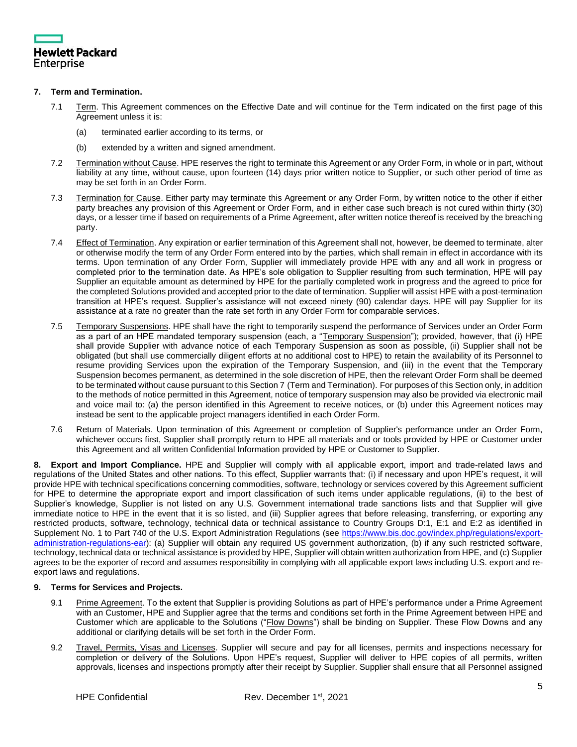## 7. Term and Termination.

7.1 Term. This Agreement commences on the Effective Date and will continue for the Term indicated on the first page of this Agreement unless it is:

(a) terminated earlier according to its terms, or

(b) extended by a written and signed amendment.

7.2 Termination without Cause. HPE reserves the right to terminate this Agreement or any Order Form, in whole or in part, without liability at any time, without cause, upon fourteen (14) days prior written notice to Supplier, or such other period of time as may be set forth in an Order Form.

7.3 Termination for Cause. Either party may terminate this Agreement or any Order Form, by written notice to the other if either party breaches any provision of this Agreement or Order Form, and in either case such breach is not cured within thirty (30) days, or a lesser time if based on requirements of a Prime Agreement, after written notice thereof is received by the breaching party.

7.4 Effect of Termination. Any expiration or earlier termination of this Agreement shall not, however, be deemed to terminate, alter or otherwise modify the term of any Order Form entered into by the parties, which shall remain in effect in accordance with its terms. Upon termination of any Order Form, Supplier will immediately provide HPE with any and all work in progress or completed prior to the termination date. As HPE's sole obligation to Supplier resulting from such termination, HPE will pay Supplier an equitable amount as determined by HPE for the partially completed work in progress and the agreed to price for the completed Solutions provided and accepted prior to the date of termination. Supplier will assist HPE with a post-termination transition at HPE's request. Supplier's assistance will not exceed ninety (90) calendar days. HPE will pay Supplier for its assistance at a rate no greater than the rate set forth in any Order Form for comparable services.

7.5 Temporary Suspensions. HPE shall have the right to temporarily suspend the performance of Services under an Order Form as a part of an HPE mandated temporary suspension (each, a "Temporary Suspension"); provided, however, that (i) HPE shall provide Supplier with advance notice of each Temporary Suspension as soon as possible, (ii) Supplier shall not be obligated (but shall use commercially diligent efforts at no additional cost to HPE) to retain the availability of its Personnel to resume providing Services upon the expiration of the Temporary Suspension, and (iii) in the event that the Temporary Suspension becomes permanent, as determined in the sole discretion of HPE, then the relevant Order Form shall be deemed to be terminated without cause pursuant to this Section 7 (Term and Termination). For purposes of this Section only, in addition to the methods of notice permitted in this Agreement, notice of temporary suspension may also be provided via electronic mail and voice mail to: (a) the person identified in this Agreement to receive notices, or (b) under this Agreement notices may instead be sent to the applicable project managers identified in each Order Form.

7.6 Return of Materials. Upon termination of this Agreement or completion of Supplier's performance under an Order Form, whichever occurs first, Supplier shall promptly return to HPE all materials and or tools provided by HPE or Customer under this Agreement and all written Confidential Information provided by HPE or Customer to Supplier.

**8. Export and Import Compliance.** HPE and Supplier will comply with all applicable export, import and trade-related laws and regulations of the United States and other nations. To this effect, Supplier warrants that: (i) if necessary and upon HPE's request, it will provide HPE with technical specifications concerning commodities, software, technology or services covered by this Agreement sufficient for HPE to determine the appropriate export and import classification of such items under applicable regulations, (ii) to the best of Supplier's knowledge, Supplier is not listed on any U.S. Government international trade sanctions lists and that Supplier will give immediate notice to HPE in the event that it is so listed, and (iii) Supplier agrees that before releasing, transferring, or exporting any restricted products, software, technology, technical data or technical assistance to Country Groups D:1, E:1 and E:2 as identified in Supplement No. 1 to Part 740 of the U.S. Export Administration Regulations (see https://www.bis.doc.gov/index.php/regulations/export-administration-regulations-ear): (a) Supplier will obtain any required US government authorization, (b) if any such restricted software, technology, technical data or technical assistance is provided by HPE, Supplier will obtain written authorization from HPE, and (c) Supplier agrees to be the exporter of record and assumes responsibility in complying with all applicable export laws including U.S. export and re-export laws and regulations.

## 9. Terms for Services and Projects.

9.1 Prime Agreement. To the extent that Supplier is providing Solutions as part of HPE's performance under a Prime Agreement with an Customer, HPE and Supplier agree that the terms and conditions set forth in the Prime Agreement between HPE and Customer which are applicable to the Solutions ("Flow Downs") shall be binding on Supplier. These Flow Downs and any additional or clarifying details will be set forth in the Order Form.

9.2 Travel, Permits, Visas and Licenses. Supplier will secure and pay for all licenses, permits and inspections necessary for completion or delivery of the Solutions. Upon HPE's request, Supplier will deliver to HPE copies of all permits, written approvals, licenses and inspections promptly after their receipt by Supplier. Supplier shall ensure that all Personnel assigned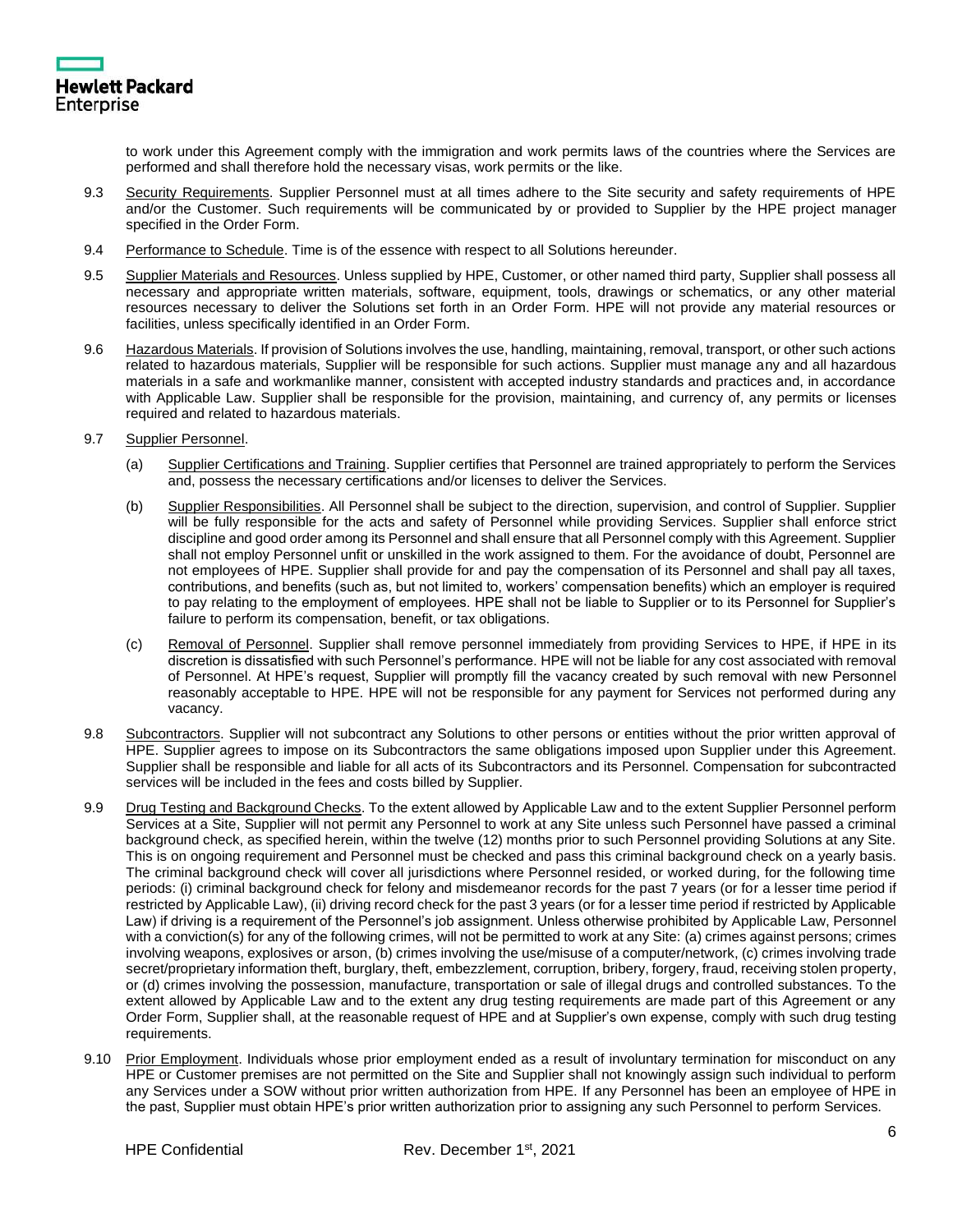to work under this Agreement comply with the immigration and work permits laws of the countries where the Services are performed and shall therefore hold the necessary visas, work permits or the like.

9.3 Security Requirements. Supplier Personnel must at all times adhere to the Site security and safety requirements of HPE and/or the Customer. Such requirements will be communicated by or provided to Supplier by the HPE project manager specified in the Order Form.

9.4 Performance to Schedule. Time is of the essence with respect to all Solutions hereunder.

9.5 Supplier Materials and Resources. Unless supplied by HPE, Customer, or other named third party, Supplier shall possess all necessary and appropriate written materials, software, equipment, tools, drawings or schematics, or any other material resources necessary to deliver the Solutions set forth in an Order Form. HPE will not provide any material resources or facilities, unless specifically identified in an Order Form.

9.6 Hazardous Materials. If provision of Solutions involves the use, handling, maintaining, removal, transport, or other such actions related to hazardous materials, Supplier will be responsible for such actions. Supplier must manage any and all hazardous materials in a safe and workmanlike manner, consistent with accepted industry standards and practices and, in accordance with Applicable Law. Supplier shall be responsible for the provision, maintaining, and currency of, any permits or licenses required and related to hazardous materials.

9.7 Supplier Personnel.

(a) Supplier Certifications and Training. Supplier certifies that Personnel are trained appropriately to perform the Services and, possess the necessary certifications and/or licenses to deliver the Services.

(b) Supplier Responsibilities. All Personnel shall be subject to the direction, supervision, and control of Supplier. Supplier will be fully responsible for the acts and safety of Personnel while providing Services. Supplier shall enforce strict discipline and good order among its Personnel and shall ensure that all Personnel comply with this Agreement. Supplier shall not employ Personnel unfit or unskilled in the work assigned to them. For the avoidance of doubt, Personnel are not employees of HPE. Supplier shall provide for and pay the compensation of its Personnel and shall pay all taxes, contributions, and benefits (such as, but not limited to, workers' compensation benefits) which an employer is required to pay relating to the employment of employees. HPE shall not be liable to Supplier or to its Personnel for Supplier's failure to perform its compensation, benefit, or tax obligations.

(c) Removal of Personnel. Supplier shall remove personnel immediately from providing Services to HPE, if HPE in its discretion is dissatisfied with such Personnel's performance. HPE will not be liable for any cost associated with removal of Personnel. At HPE's request, Supplier will promptly fill the vacancy created by such removal with new Personnel reasonably acceptable to HPE. HPE will not be responsible for any payment for Services not performed during any vacancy.

9.8 Subcontractors. Supplier will not subcontract any Solutions to other persons or entities without the prior written approval of HPE. Supplier agrees to impose on its Subcontractors the same obligations imposed upon Supplier under this Agreement. Supplier shall be responsible and liable for all acts of its Subcontractors and its Personnel. Compensation for subcontracted services will be included in the fees and costs billed by Supplier.

9.9 Drug Testing and Background Checks. To the extent allowed by Applicable Law and to the extent Supplier Personnel perform Services at a Site, Supplier will not permit any Personnel to work at any Site unless such Personnel have passed a criminal background check, as specified herein, within the twelve (12) months prior to such Personnel providing Solutions at any Site. This is on ongoing requirement and Personnel must be checked and pass this criminal background check on a yearly basis. The criminal background check will cover all jurisdictions where Personnel resided, or worked during, for the following time periods: (i) criminal background check for felony and misdemeanor records for the past 7 years (or for a lesser time period if restricted by Applicable Law), (ii) driving record check for the past 3 years (or for a lesser time period if restricted by Applicable Law) if driving is a requirement of the Personnel's job assignment. Unless otherwise prohibited by Applicable Law, Personnel with a conviction(s) for any of the following crimes, will not be permitted to work at any Site: (a) crimes against persons; crimes involving weapons, explosives or arson, (b) crimes involving the use/misuse of a computer/network, (c) crimes involving trade secret/proprietary information theft, burglary, theft, embezzlement, corruption, bribery, forgery, fraud, receiving stolen property, or (d) crimes involving the possession, manufacture, transportation or sale of illegal drugs and controlled substances. To the extent allowed by Applicable Law and to the extent any drug testing requirements are made part of this Agreement or any Order Form, Supplier shall, at the reasonable request of HPE and at Supplier's own expense, comply with such drug testing requirements.

9.10 Prior Employment. Individuals whose prior employment ended as a result of involuntary termination for misconduct on any HPE or Customer premises are not permitted on the Site and Supplier shall not knowingly assign such individual to perform any Services under a SOW without prior written authorization from HPE. If any Personnel has been an employee of HPE in the past, Supplier must obtain HPE's prior written authorization prior to assigning any such Personnel to perform Services.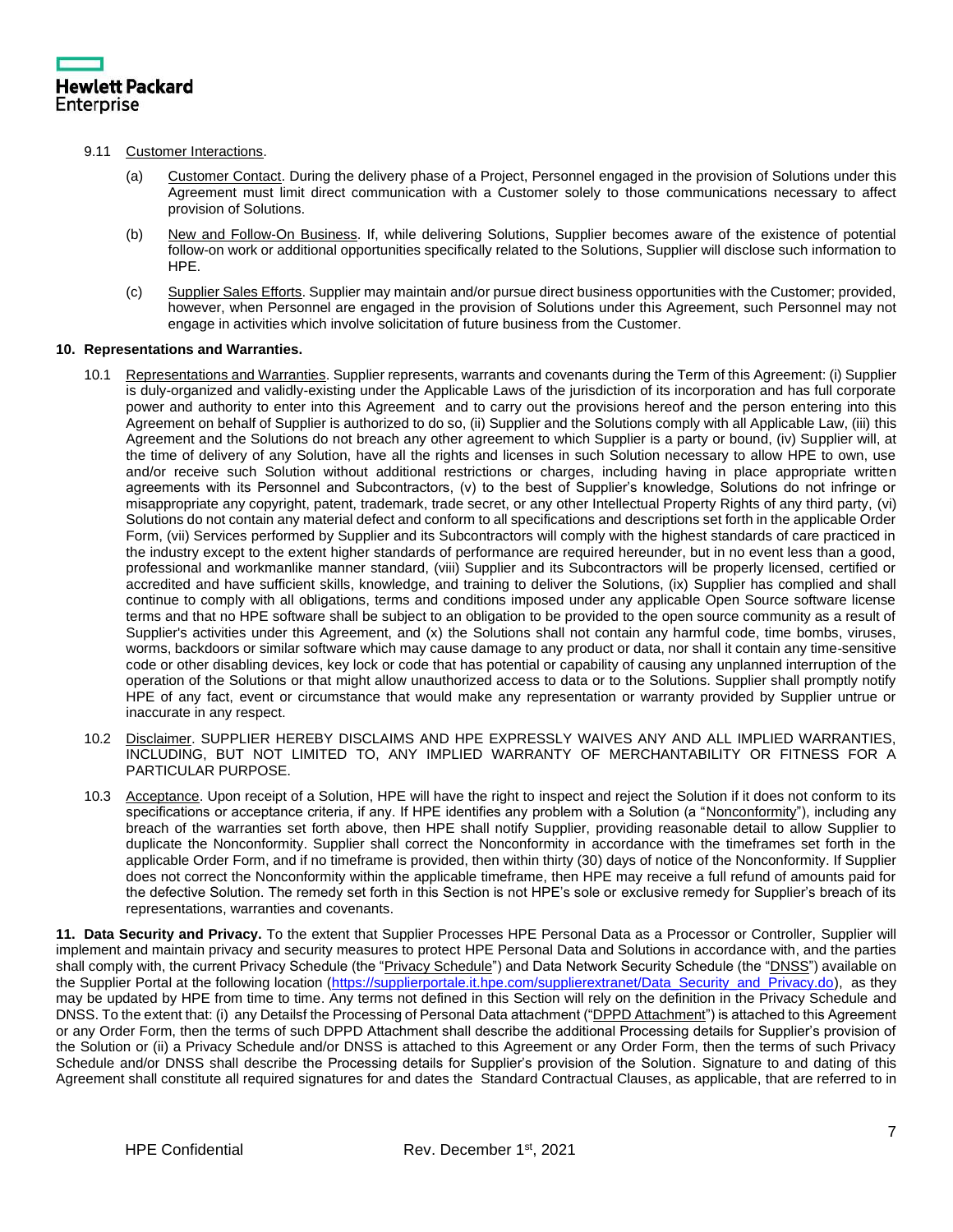9.11 Customer Interactions.

(a) Customer Contact. During the delivery phase of a Project, Personnel engaged in the provision of Solutions under this Agreement must limit direct communication with a Customer solely to those communications necessary to affect provision of Solutions.

(b) New and Follow-On Business. If, while delivering Solutions, Supplier becomes aware of the existence of potential follow-on work or additional opportunities specifically related to the Solutions, Supplier will disclose such information to HPE.

(c) Supplier Sales Efforts. Supplier may maintain and/or pursue direct business opportunities with the Customer; provided, however, when Personnel are engaged in the provision of Solutions under this Agreement, such Personnel may not engage in activities which involve solicitation of future business from the Customer.

**10. Representations and Warranties.**

10.1 Representations and Warranties. Supplier represents, warrants and covenants during the Term of this Agreement: (i) Supplier is duly-organized and validly-existing under the Applicable Laws of the jurisdiction of its incorporation and has full corporate power and authority to enter into this Agreement and to carry out the provisions hereof and the person entering into this Agreement on behalf of Supplier is authorized to do so, (ii) Supplier and the Solutions comply with all Applicable Law, (iii) this Agreement and the Solutions do not breach any other agreement to which Supplier is a party or bound, (iv) Supplier will, at the time of delivery of any Solution, have all the rights and licenses in such Solution necessary to allow HPE to own, use and/or receive such Solution without additional restrictions or charges, including having in place appropriate written agreements with its Personnel and Subcontractors, (v) to the best of Supplier's knowledge, Solutions do not infringe or misappropriate any copyright, patent, trademark, trade secret, or any other Intellectual Property Rights of any third party, (vi) Solutions do not contain any material defect and conform to all specifications and descriptions set forth in the applicable Order Form, (vii) Services performed by Supplier and its Subcontractors will comply with the highest standards of care practiced in the industry except to the extent higher standards of performance are required hereunder, but in no event less than a good, professional and workmanlike manner standard, (viii) Supplier and its Subcontractors will be properly licensed, certified or accredited and have sufficient skills, knowledge, and training to deliver the Solutions, (ix) Supplier has complied and shall continue to comply with all obligations, terms and conditions imposed under any applicable Open Source software license terms and that no HPE software shall be subject to an obligation to be provided to the open source community as a result of Supplier's activities under this Agreement, and (x) the Solutions shall not contain any harmful code, time bombs, viruses, worms, backdoors or similar software which may cause damage to any product or data, nor shall it contain any time-sensitive code or other disabling devices, key lock or code that has potential or capability of causing any unplanned interruption of the operation of the Solutions or that might allow unauthorized access to data or to the Solutions. Supplier shall promptly notify HPE of any fact, event or circumstance that would make any representation or warranty provided by Supplier untrue or inaccurate in any respect.

10.2 Disclaimer. SUPPLIER HEREBY DISCLAIMS AND HPE EXPRESSLY WAIVES ANY AND ALL IMPLIED WARRANTIES, INCLUDING, BUT NOT LIMITED TO, ANY IMPLIED WARRANTY OF MERCHANTABILITY OR FITNESS FOR A PARTICULAR PURPOSE.

10.3 Acceptance. Upon receipt of a Solution, HPE will have the right to inspect and reject the Solution if it does not conform to its specifications or acceptance criteria, if any. If HPE identifies any problem with a Solution (a "Nonconformity"), including any breach of the warranties set forth above, then HPE shall notify Supplier, providing reasonable detail to allow Supplier to duplicate the Nonconformity. Supplier shall correct the Nonconformity in accordance with the timeframes set forth in the applicable Order Form, and if no timeframe is provided, then within thirty (30) days of notice of the Nonconformity. If Supplier does not correct the Nonconformity within the applicable timeframe, then HPE may receive a full refund of amounts paid for the defective Solution. The remedy set forth in this Section is not HPE's sole or exclusive remedy for Supplier's breach of its representations, warranties and covenants.

**11. Data Security and Privacy.** To the extent that Supplier Processes HPE Personal Data as a Processor or Controller, Supplier will implement and maintain privacy and security measures to protect HPE Personal Data and Solutions in accordance with, and the parties shall comply with, the current Privacy Schedule (the "Privacy Schedule") and Data Network Security Schedule (the "DNSS") available on the Supplier Portal at the following location (https://supplierportale.it.hpe.com/supplierextranet/Data_Security_and_Privacy.do), as they may be updated by HPE from time to time. Any terms not defined in this Section will rely on the definition in the Privacy Schedule and DNSS. To the extent that: (i) any Detailsf the Processing of Personal Data attachment ("DPPD Attachment") is attached to this Agreement or any Order Form, then the terms of such DPPD Attachment shall describe the additional Processing details for Supplier's provision of the Solution or (ii) a Privacy Schedule and/or DNSS is attached to this Agreement or any Order Form, then the terms of such Privacy Schedule and/or DNSS shall describe the Processing details for Supplier's provision of the Solution. Signature to and dating of this Agreement shall constitute all required signatures for and dates the Standard Contractual Clauses, as applicable, that are referred to in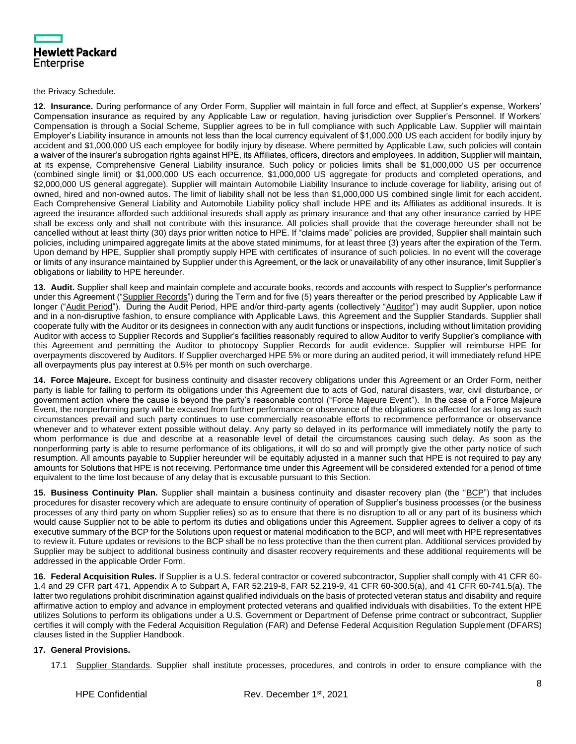the Privacy Schedule.

**12. Insurance.** During performance of any Order Form, Supplier will maintain in full force and effect, at Supplier's expense, Workers' Compensation insurance as required by any Applicable Law or regulation, having jurisdiction over Supplier's Personnel. If Workers' Compensation is through a Social Scheme, Supplier agrees to be in full compliance with such Applicable Law. Supplier will maintain Employer's Liability insurance in amounts not less than the local currency equivalent of $1,000,000 US each accident for bodily injury by accident and $1,000,000 US each employee for bodily injury by disease. Where permitted by Applicable Law, such policies will contain a waiver of the insurer's subrogation rights against HPE, its Affiliates, officers, directors and employees. In addition, Supplier will maintain, at its expense, Comprehensive General Liability insurance. Such policy or policies limits shall be $1,000,000 US per occurrence (combined single limit) or $1,000,000 US each occurrence, $1,000,000 US aggregate for products and completed operations, and $2,000,000 US general aggregate). Supplier will maintain Automobile Liability Insurance to include coverage for liability, arising out of owned, hired and non-owned autos. The limit of liability shall not be less than $1,000,000 US combined single limit for each accident. Each Comprehensive General Liability and Automobile Liability policy shall include HPE and its Affiliates as additional insureds. It is agreed the insurance afforded such additional insureds shall apply as primary insurance and that any other insurance carried by HPE shall be excess only and shall not contribute with this insurance. All policies shall provide that the coverage hereunder shall not be cancelled without at least thirty (30) days prior written notice to HPE. If "claims made" policies are provided, Supplier shall maintain such policies, including unimpaired aggregate limits at the above stated minimums, for at least three (3) years after the expiration of the Term. Upon demand by HPE, Supplier shall promptly supply HPE with certificates of insurance of such policies. In no event will the coverage or limits of any insurance maintained by Supplier under this Agreement, or the lack or unavailability of any other insurance, limit Supplier's obligations or liability to HPE hereunder.

**13. Audit.** Supplier shall keep and maintain complete and accurate books, records and accounts with respect to Supplier's performance under this Agreement ("Supplier Records") during the Term and for five (5) years thereafter or the period prescribed by Applicable Law if longer ("Audit Period"). During the Audit Period, HPE and/or third-party agents (collectively "Auditor") may audit Supplier, upon notice and in a non-disruptive fashion, to ensure compliance with Applicable Laws, this Agreement and the Supplier Standards. Supplier shall cooperate fully with the Auditor or its designees in connection with any audit functions or inspections, including without limitation providing Auditor with access to Supplier Records and Supplier's facilities reasonably required to allow Auditor to verify Supplier's compliance with this Agreement and permitting the Auditor to photocopy Supplier Records for audit evidence. Supplier will reimburse HPE for overpayments discovered by Auditors. If Supplier overcharged HPE 5% or more during an audited period, it will immediately refund HPE all overpayments plus pay interest at 0.5% per month on such overcharge.

**14. Force Majeure.** Except for business continuity and disaster recovery obligations under this Agreement or an Order Form, neither party is liable for failing to perform its obligations under this Agreement due to acts of God, natural disasters, war, civil disturbance, or government action where the cause is beyond the party's reasonable control ("Force Majeure Event"). In the case of a Force Majeure Event, the nonperforming party will be excused from further performance or observance of the obligations so affected for as long as such circumstances prevail and such party continues to use commercially reasonable efforts to recommence performance or observance whenever and to whatever extent possible without delay. Any party so delayed in its performance will immediately notify the party to whom performance is due and describe at a reasonable level of detail the circumstances causing such delay. As soon as the nonperforming party is able to resume performance of its obligations, it will do so and will promptly give the other party notice of such resumption. All amounts payable to Supplier hereunder will be equitably adjusted in a manner such that HPE is not required to pay any amounts for Solutions that HPE is not receiving. Performance time under this Agreement will be considered extended for a period of time equivalent to the time lost because of any delay that is excusable pursuant to this Section.

**15. Business Continuity Plan.** Supplier shall maintain a business continuity and disaster recovery plan (the "BCP") that includes procedures for disaster recovery which are adequate to ensure continuity of operation of Supplier's business processes (or the business processes of any third party on whom Supplier relies) so as to ensure that there is no disruption to all or any part of its business which would cause Supplier not to be able to perform its duties and obligations under this Agreement. Supplier agrees to deliver a copy of its executive summary of the BCP for the Solutions upon request or material modification to the BCP, and will meet with HPE representatives to review it. Future updates or revisions to the BCP shall be no less protective than the then current plan. Additional services provided by Supplier may be subject to additional business continuity and disaster recovery requirements and these additional requirements will be addressed in the applicable Order Form.

**16. Federal Acquisition Rules.** If Supplier is a U.S. federal contractor or covered subcontractor, Supplier shall comply with 41 CFR 60-1.4 and 29 CFR part 471, Appendix A to Subpart A, FAR 52.219-8, FAR 52.219-9, 41 CFR 60-300.5(a), and 41 CFR 60-741.5(a). The latter two regulations prohibit discrimination against qualified individuals on the basis of protected veteran status and disability and require affirmative action to employ and advance in employment protected veterans and qualified individuals with disabilities. To the extent HPE utilizes Solutions to perform its obligations under a U.S. Government or Department of Defense prime contract or subcontract, Supplier certifies it will comply with the Federal Acquisition Regulation (FAR) and Defense Federal Acquisition Regulation Supplement (DFARS) clauses listed in the Supplier Handbook.

**17. General Provisions.**

17.1 Supplier Standards. Supplier shall institute processes, procedures, and controls in order to ensure compliance with the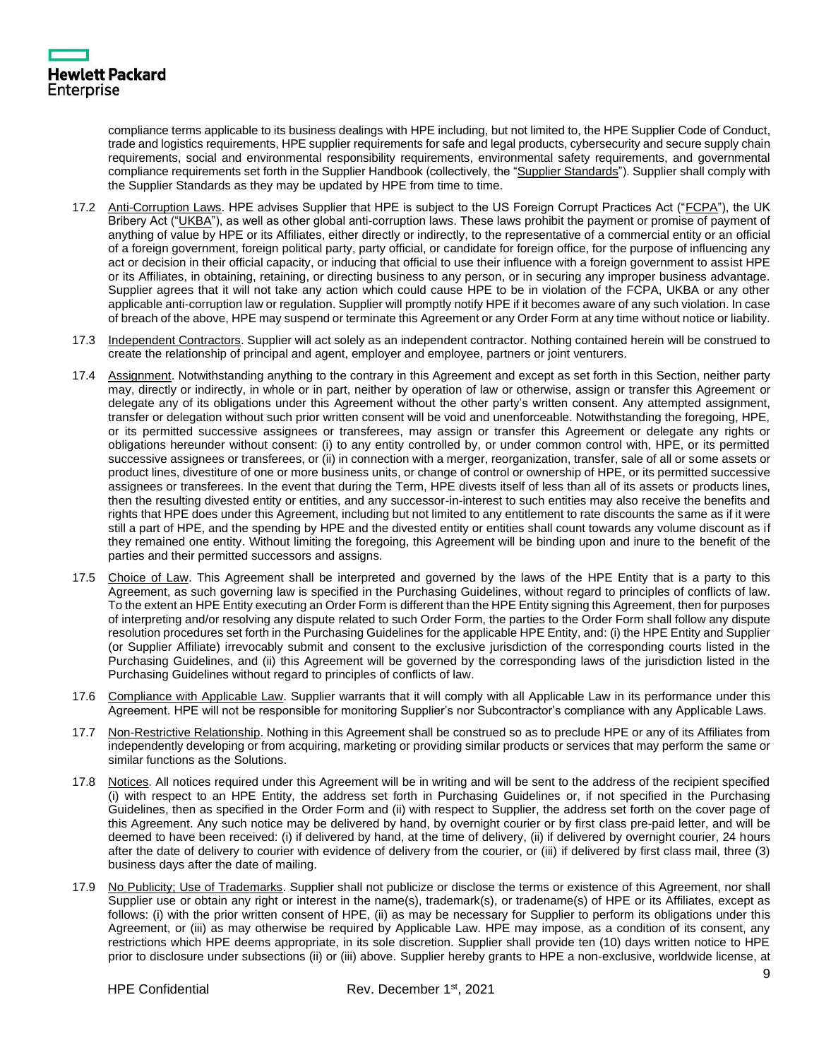compliance terms applicable to its business dealings with HPE including, but not limited to, the HPE Supplier Code of Conduct, trade and logistics requirements, HPE supplier requirements for safe and legal products, cybersecurity and secure supply chain requirements, social and environmental responsibility requirements, environmental safety requirements, and governmental compliance requirements set forth in the Supplier Handbook (collectively, the "Supplier Standards"). Supplier shall comply with the Supplier Standards as they may be updated by HPE from time to time.

17.2 Anti-Corruption Laws. HPE advises Supplier that HPE is subject to the US Foreign Corrupt Practices Act ("FCPA"), the UK Bribery Act ("UKBA"), as well as other global anti-corruption laws. These laws prohibit the payment or promise of payment of anything of value by HPE or its Affiliates, either directly or indirectly, to the representative of a commercial entity or an official of a foreign government, foreign political party, party official, or candidate for foreign office, for the purpose of influencing any act or decision in their official capacity, or inducing that official to use their influence with a foreign government to assist HPE or its Affiliates, in obtaining, retaining, or directing business to any person, or in securing any improper business advantage. Supplier agrees that it will not take any action which could cause HPE to be in violation of the FCPA, UKBA or any other applicable anti-corruption law or regulation. Supplier will promptly notify HPE if it becomes aware of any such violation. In case of breach of the above, HPE may suspend or terminate this Agreement or any Order Form at any time without notice or liability.

17.3 Independent Contractors. Supplier will act solely as an independent contractor. Nothing contained herein will be construed to create the relationship of principal and agent, employer and employee, partners or joint venturers.

17.4 Assignment. Notwithstanding anything to the contrary in this Agreement and except as set forth in this Section, neither party may, directly or indirectly, in whole or in part, neither by operation of law or otherwise, assign or transfer this Agreement or delegate any of its obligations under this Agreement without the other party's written consent. Any attempted assignment, transfer or delegation without such prior written consent will be void and unenforceable. Notwithstanding the foregoing, HPE, or its permitted successive assignees or transferees, may assign or transfer this Agreement or delegate any rights or obligations hereunder without consent: (i) to any entity controlled by, or under common control with, HPE, or its permitted successive assignees or transferees, or (ii) in connection with a merger, reorganization, transfer, sale of all or some assets or product lines, divestiture of one or more business units, or change of control or ownership of HPE, or its permitted successive assignees or transferees. In the event that during the Term, HPE divests itself of less than all of its assets or products lines, then the resulting divested entity or entities, and any successor-in-interest to such entities may also receive the benefits and rights that HPE does under this Agreement, including but not limited to any entitlement to rate discounts the same as if it were still a part of HPE, and the spending by HPE and the divested entity or entities shall count towards any volume discount as if they remained one entity. Without limiting the foregoing, this Agreement will be binding upon and inure to the benefit of the parties and their permitted successors and assigns.

17.5 Choice of Law. This Agreement shall be interpreted and governed by the laws of the HPE Entity that is a party to this Agreement, as such governing law is specified in the Purchasing Guidelines, without regard to principles of conflicts of law. To the extent an HPE Entity executing an Order Form is different than the HPE Entity signing this Agreement, then for purposes of interpreting and/or resolving any dispute related to such Order Form, the parties to the Order Form shall follow any dispute resolution procedures set forth in the Purchasing Guidelines for the applicable HPE Entity, and: (i) the HPE Entity and Supplier (or Supplier Affiliate) irrevocably submit and consent to the exclusive jurisdiction of the corresponding courts listed in the Purchasing Guidelines, and (ii) this Agreement will be governed by the corresponding laws of the jurisdiction listed in the Purchasing Guidelines without regard to principles of conflicts of law.

17.6 Compliance with Applicable Law. Supplier warrants that it will comply with all Applicable Law in its performance under this Agreement. HPE will not be responsible for monitoring Supplier's nor Subcontractor's compliance with any Applicable Laws.

17.7 Non-Restrictive Relationship. Nothing in this Agreement shall be construed so as to preclude HPE or any of its Affiliates from independently developing or from acquiring, marketing or providing similar products or services that may perform the same or similar functions as the Solutions.

17.8 Notices. All notices required under this Agreement will be in writing and will be sent to the address of the recipient specified (i) with respect to an HPE Entity, the address set forth in Purchasing Guidelines or, if not specified in the Purchasing Guidelines, then as specified in the Order Form and (ii) with respect to Supplier, the address set forth on the cover page of this Agreement. Any such notice may be delivered by hand, by overnight courier or by first class pre-paid letter, and will be deemed to have been received: (i) if delivered by hand, at the time of delivery, (ii) if delivered by overnight courier, 24 hours after the date of delivery to courier with evidence of delivery from the courier, or (iii) if delivered by first class mail, three (3) business days after the date of mailing.

17.9 No Publicity; Use of Trademarks. Supplier shall not publicize or disclose the terms or existence of this Agreement, nor shall Supplier use or obtain any right or interest in the name(s), trademark(s), or tradename(s) of HPE or its Affiliates, except as follows: (i) with the prior written consent of HPE, (ii) as may be necessary for Supplier to perform its obligations under this Agreement, or (iii) as may otherwise be required by Applicable Law. HPE may impose, as a condition of its consent, any restrictions which HPE deems appropriate, in its sole discretion. Supplier shall provide ten (10) days written notice to HPE prior to disclosure under subsections (ii) or (iii) above. Supplier hereby grants to HPE a non-exclusive, worldwide license, at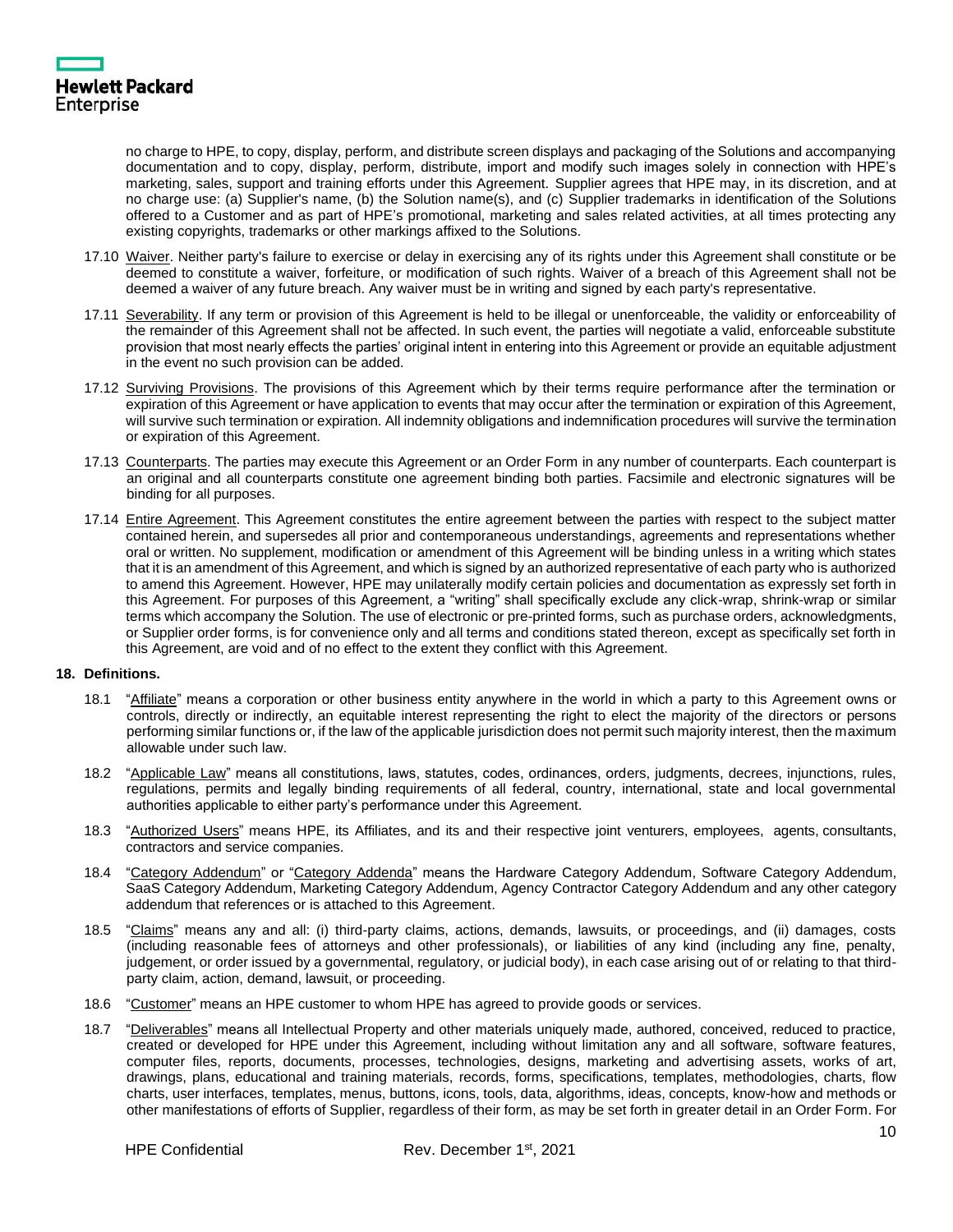no charge to HPE, to copy, display, perform, and distribute screen displays and packaging of the Solutions and accompanying documentation and to copy, display, perform, distribute, import and modify such images solely in connection with HPE's marketing, sales, support and training efforts under this Agreement. Supplier agrees that HPE may, in its discretion, and at no charge use: (a) Supplier's name, (b) the Solution name(s), and (c) Supplier trademarks in identification of the Solutions offered to a Customer and as part of HPE's promotional, marketing and sales related activities, at all times protecting any existing copyrights, trademarks or other markings affixed to the Solutions.

17.10 Waiver. Neither party's failure to exercise or delay in exercising any of its rights under this Agreement shall constitute or be deemed to constitute a waiver, forfeiture, or modification of such rights. Waiver of a breach of this Agreement shall not be deemed a waiver of any future breach. Any waiver must be in writing and signed by each party's representative.

17.11 Severability. If any term or provision of this Agreement is held to be illegal or unenforceable, the validity or enforceability of the remainder of this Agreement shall not be affected. In such event, the parties will negotiate a valid, enforceable substitute provision that most nearly effects the parties' original intent in entering into this Agreement or provide an equitable adjustment in the event no such provision can be added.

17.12 Surviving Provisions. The provisions of this Agreement which by their terms require performance after the termination or expiration of this Agreement or have application to events that may occur after the termination or expiration of this Agreement, will survive such termination or expiration. All indemnity obligations and indemnification procedures will survive the termination or expiration of this Agreement.

17.13 Counterparts. The parties may execute this Agreement or an Order Form in any number of counterparts. Each counterpart is an original and all counterparts constitute one agreement binding both parties. Facsimile and electronic signatures will be binding for all purposes.

17.14 Entire Agreement. This Agreement constitutes the entire agreement between the parties with respect to the subject matter contained herein, and supersedes all prior and contemporaneous understandings, agreements and representations whether oral or written. No supplement, modification or amendment of this Agreement will be binding unless in a writing which states that it is an amendment of this Agreement, and which is signed by an authorized representative of each party who is authorized to amend this Agreement. However, HPE may unilaterally modify certain policies and documentation as expressly set forth in this Agreement. For purposes of this Agreement, a "writing" shall specifically exclude any click-wrap, shrink-wrap or similar terms which accompany the Solution. The use of electronic or pre-printed forms, such as purchase orders, acknowledgments, or Supplier order forms, is for convenience only and all terms and conditions stated thereon, except as specifically set forth in this Agreement, are void and of no effect to the extent they conflict with this Agreement.

**18. Definitions.**

18.1 "Affiliate" means a corporation or other business entity anywhere in the world in which a party to this Agreement owns or controls, directly or indirectly, an equitable interest representing the right to elect the majority of the directors or persons performing similar functions or, if the law of the applicable jurisdiction does not permit such majority interest, then the maximum allowable under such law.

18.2 "Applicable Law" means all constitutions, laws, statutes, codes, ordinances, orders, judgments, decrees, injunctions, rules, regulations, permits and legally binding requirements of all federal, country, international, state and local governmental authorities applicable to either party's performance under this Agreement.

18.3 "Authorized Users" means HPE, its Affiliates, and its and their respective joint venturers, employees, agents, consultants, contractors and service companies.

18.4 "Category Addendum" or "Category Addenda" means the Hardware Category Addendum, Software Category Addendum, SaaS Category Addendum, Marketing Category Addendum, Agency Contractor Category Addendum and any other category addendum that references or is attached to this Agreement.

18.5 "Claims" means any and all: (i) third-party claims, actions, demands, lawsuits, or proceedings, and (ii) damages, costs (including reasonable fees of attorneys and other professionals), or liabilities of any kind (including any fine, penalty, judgement, or order issued by a governmental, regulatory, or judicial body), in each case arising out of or relating to that third-party claim, action, demand, lawsuit, or proceeding.

18.6 "Customer" means an HPE customer to whom HPE has agreed to provide goods or services.

18.7 "Deliverables" means all Intellectual Property and other materials uniquely made, authored, conceived, reduced to practice, created or developed for HPE under this Agreement, including without limitation any and all software, software features, computer files, reports, documents, processes, technologies, designs, marketing and advertising assets, works of art, drawings, plans, educational and training materials, records, forms, specifications, templates, methodologies, charts, flow charts, user interfaces, templates, menus, buttons, icons, tools, data, algorithms, ideas, concepts, know-how and methods or other manifestations of efforts of Supplier, regardless of their form, as may be set forth in greater detail in an Order Form. For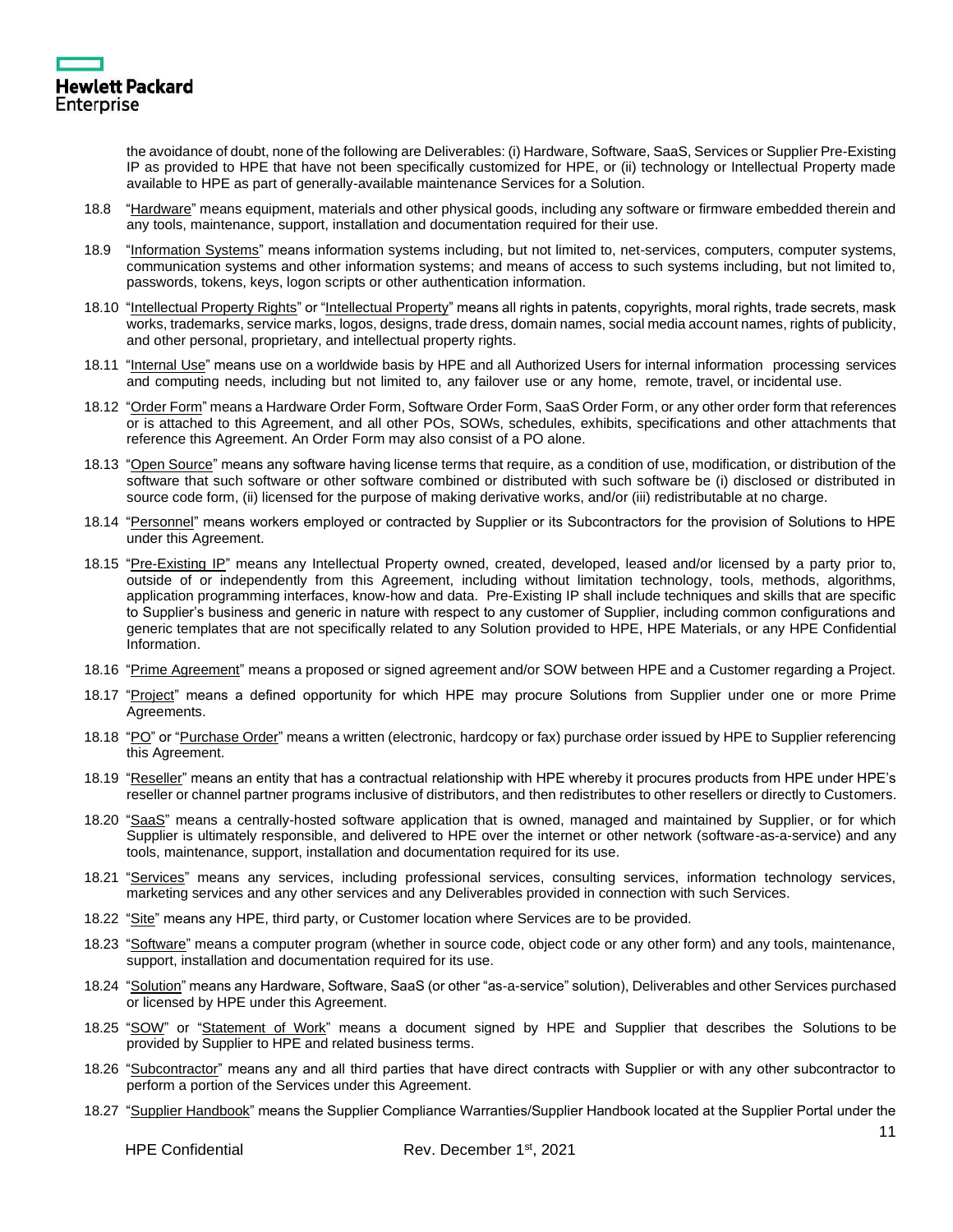the avoidance of doubt, none of the following are Deliverables: (i) Hardware, Software, SaaS, Services or Supplier Pre-Existing IP as provided to HPE that have not been specifically customized for HPE, or (ii) technology or Intellectual Property made available to HPE as part of generally-available maintenance Services for a Solution.

18.8 "Hardware" means equipment, materials and other physical goods, including any software or firmware embedded therein and any tools, maintenance, support, installation and documentation required for their use.

18.9 "Information Systems" means information systems including, but not limited to, net-services, computers, computer systems, communication systems and other information systems; and means of access to such systems including, but not limited to, passwords, tokens, keys, logon scripts or other authentication information.

18.10 "Intellectual Property Rights" or "Intellectual Property" means all rights in patents, copyrights, moral rights, trade secrets, mask works, trademarks, service marks, logos, designs, trade dress, domain names, social media account names, rights of publicity, and other personal, proprietary, and intellectual property rights.

18.11 "Internal Use" means use on a worldwide basis by HPE and all Authorized Users for internal information processing services and computing needs, including but not limited to, any failover use or any home, remote, travel, or incidental use.

18.12 "Order Form" means a Hardware Order Form, Software Order Form, SaaS Order Form, or any other order form that references or is attached to this Agreement, and all other POs, SOWs, schedules, exhibits, specifications and other attachments that reference this Agreement. An Order Form may also consist of a PO alone.

18.13 "Open Source" means any software having license terms that require, as a condition of use, modification, or distribution of the software that such software or other software combined or distributed with such software be (i) disclosed or distributed in source code form, (ii) licensed for the purpose of making derivative works, and/or (iii) redistributable at no charge.

18.14 "Personnel" means workers employed or contracted by Supplier or its Subcontractors for the provision of Solutions to HPE under this Agreement.

18.15 "Pre-Existing IP" means any Intellectual Property owned, created, developed, leased and/or licensed by a party prior to, outside of or independently from this Agreement, including without limitation technology, tools, methods, algorithms, application programming interfaces, know-how and data. Pre-Existing IP shall include techniques and skills that are specific to Supplier's business and generic in nature with respect to any customer of Supplier, including common configurations and generic templates that are not specifically related to any Solution provided to HPE, HPE Materials, or any HPE Confidential Information.

18.16 "Prime Agreement" means a proposed or signed agreement and/or SOW between HPE and a Customer regarding a Project.

18.17 "Project" means a defined opportunity for which HPE may procure Solutions from Supplier under one or more Prime Agreements.

18.18 "PO" or "Purchase Order" means a written (electronic, hardcopy or fax) purchase order issued by HPE to Supplier referencing this Agreement.

18.19 "Reseller" means an entity that has a contractual relationship with HPE whereby it procures products from HPE under HPE's reseller or channel partner programs inclusive of distributors, and then redistributes to other resellers or directly to Customers.

18.20 "SaaS" means a centrally-hosted software application that is owned, managed and maintained by Supplier, or for which Supplier is ultimately responsible, and delivered to HPE over the internet or other network (software-as-a-service) and any tools, maintenance, support, installation and documentation required for its use.

18.21 "Services" means any services, including professional services, consulting services, information technology services, marketing services and any other services and any Deliverables provided in connection with such Services.

18.22 "Site" means any HPE, third party, or Customer location where Services are to be provided.

18.23 "Software" means a computer program (whether in source code, object code or any other form) and any tools, maintenance, support, installation and documentation required for its use.

18.24 "Solution" means any Hardware, Software, SaaS (or other "as-a-service" solution), Deliverables and other Services purchased or licensed by HPE under this Agreement.

18.25 "SOW" or "Statement of Work" means a document signed by HPE and Supplier that describes the Solutions to be provided by Supplier to HPE and related business terms.

18.26 "Subcontractor" means any and all third parties that have direct contracts with Supplier or with any other subcontractor to perform a portion of the Services under this Agreement.

18.27 "Supplier Handbook" means the Supplier Compliance Warranties/Supplier Handbook located at the Supplier Portal under the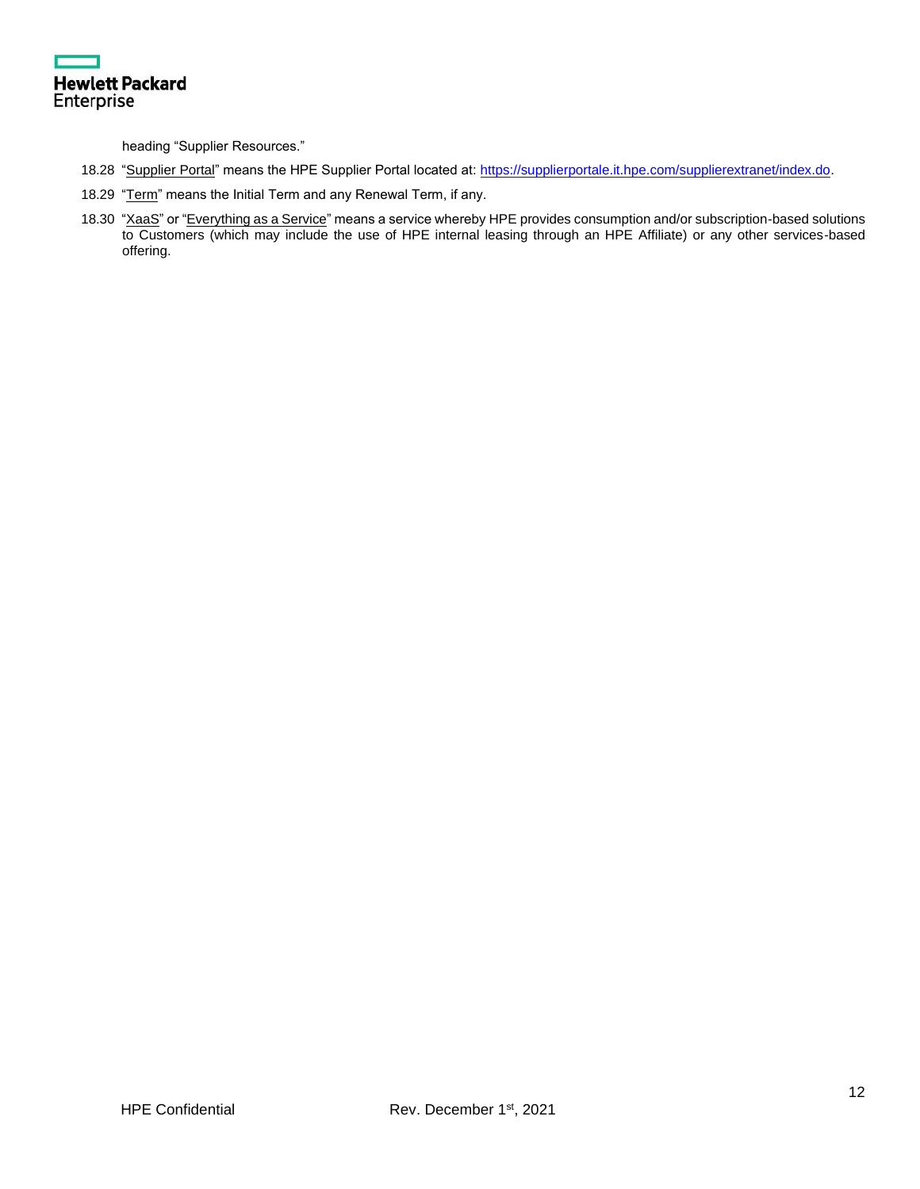heading “Supplier Resources.”

18.28 “Supplier Portal” means the HPE Supplier Portal located at: https://supplierportale.it.hpe.com/supplierextranet/index.do.

18.29 “Term” means the Initial Term and any Renewal Term, if any.

18.30 “XaaS” or “Everything as a Service” means a service whereby HPE provides consumption and/or subscription-based solutions to Customers (which may include the use of HPE internal leasing through an HPE Affiliate) or any other services-based offering.